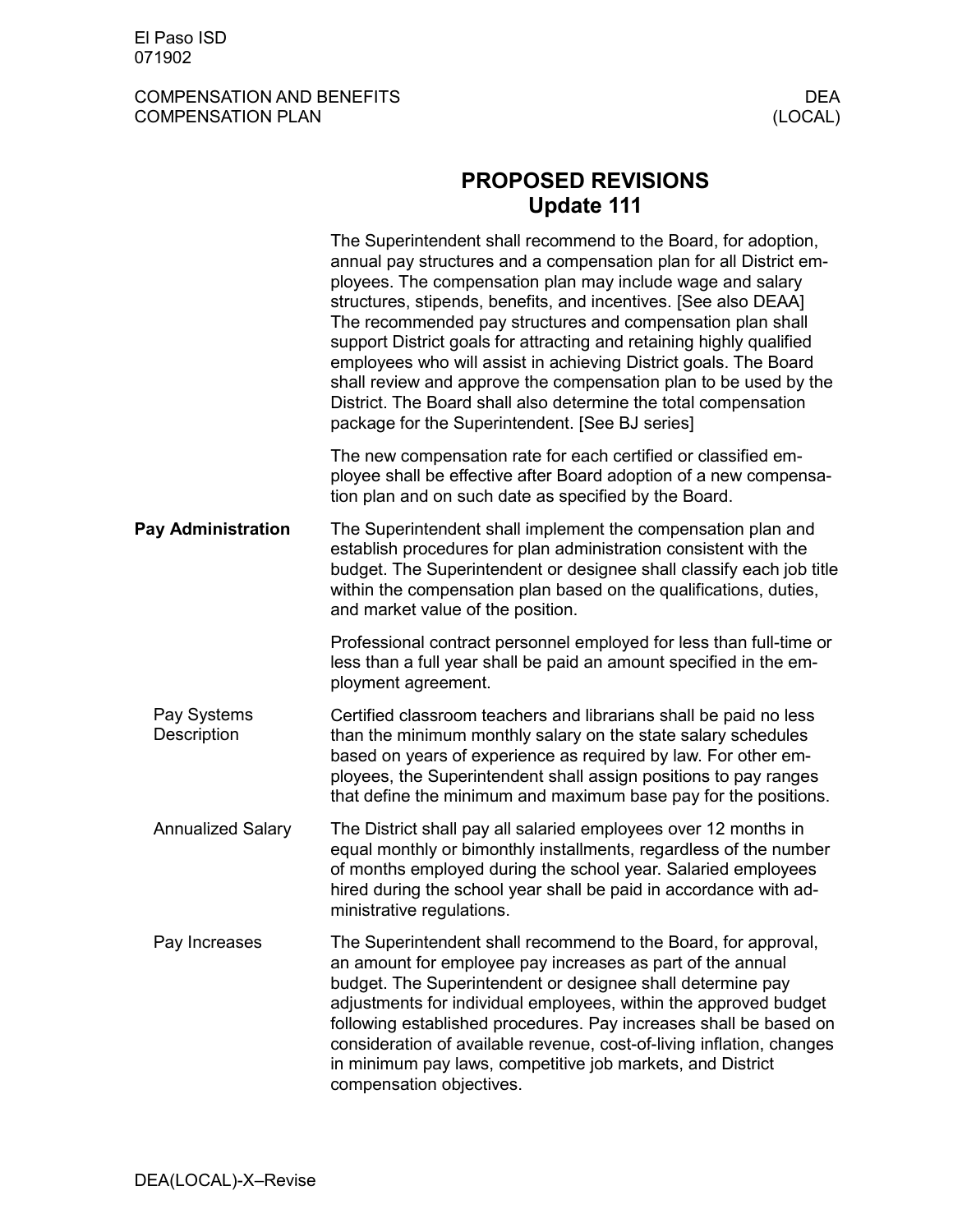# PROPOSED REVISIONS
## Update 111

The Superintendent shall recommend to the Board, for adoption, annual pay structures and a compensation plan for all District employees. The compensation plan may include wage and salary structures, stipends, benefits, and incentives. [See also DEAA] The recommended pay structures and compensation plan shall support District goals for attracting and retaining highly qualified employees who will assist in achieving District goals. The Board shall review and approve the compensation plan to be used by the District. The Board shall also determine the total compensation package for the Superintendent. [See BJ series]

The new compensation rate for each certified or classified employee shall be effective after Board adoption of a new compensation plan and on such date as specified by the Board.

## Pay Administration

The Superintendent shall implement the compensation plan and establish procedures for plan administration consistent with the budget. The Superintendent or designee shall classify each job title within the compensation plan based on the qualifications, duties, and market value of the position.

Professional contract personnel employed for less than full-time or less than a full year shall be paid an amount specified in the employment agreement.

### Pay Systems Description

Certified classroom teachers and librarians shall be paid no less than the minimum monthly salary on the state salary schedules based on years of experience as required by law. For other employees, the Superintendent shall assign positions to pay ranges that define the minimum and maximum base pay for the positions.

### Annualized Salary

The District shall pay all salaried employees over 12 months in equal monthly or bimonthly installments, regardless of the number of months employed during the school year. Salaried employees hired during the school year shall be paid in accordance with administrative regulations.

### Pay Increases

The Superintendent shall recommend to the Board, for approval, an amount for employee pay increases as part of the annual budget. The Superintendent or designee shall determine pay adjustments for individual employees, within the approved budget following established procedures. Pay increases shall be based on consideration of available revenue, cost-of-living inflation, changes in minimum pay laws, competitive job markets, and District compensation objectives.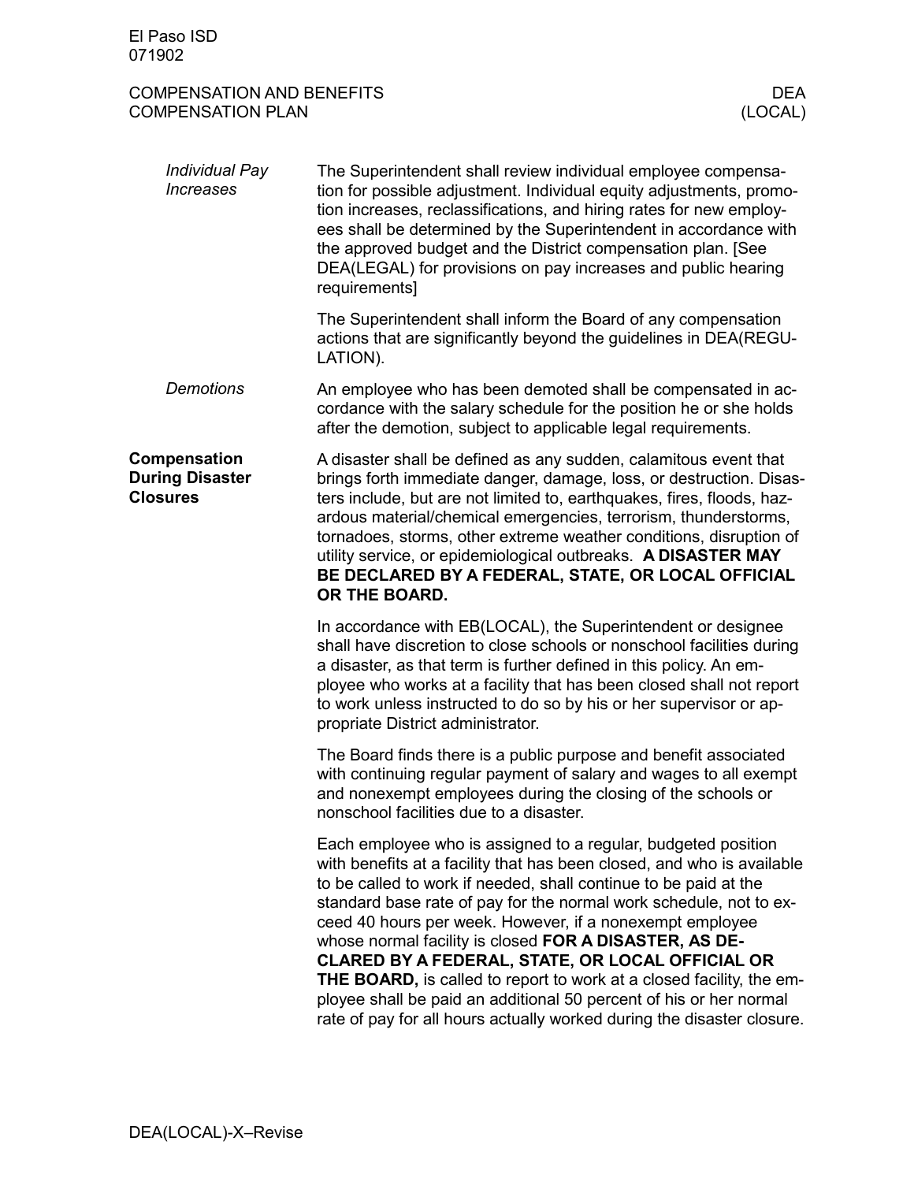### *Individual Pay Increases*

The Superintendent shall review individual employee compensation for possible adjustment. Individual equity adjustments, promotion increases, reclassifications, and hiring rates for new employees shall be determined by the Superintendent in accordance with the approved budget and the District compensation plan. [See DEA(LEGAL) for provisions on pay increases and public hearing requirements]

The Superintendent shall inform the Board of any compensation actions that are significantly beyond the guidelines in DEA(REGULATION).

### *Demotions*

An employee who has been demoted shall be compensated in accordance with the salary schedule for the position he or she holds after the demotion, subject to applicable legal requirements.

## **Compensation During Disaster Closures**

A disaster shall be defined as any sudden, calamitous event that brings forth immediate danger, damage, loss, or destruction. Disasters include, but are not limited to, earthquakes, fires, floods, hazardous material/chemical emergencies, terrorism, thunderstorms, tornadoes, storms, other extreme weather conditions, disruption of utility service, or epidemiological outbreaks. **A DISASTER MAY BE DECLARED BY A FEDERAL, STATE, OR LOCAL OFFICIAL OR THE BOARD.**

In accordance with EB(LOCAL), the Superintendent or designee shall have discretion to close schools or nonschool facilities during a disaster, as that term is further defined in this policy. An employee who works at a facility that has been closed shall not report to work unless instructed to do so by his or her supervisor or appropriate District administrator.

The Board finds there is a public purpose and benefit associated with continuing regular payment of salary and wages to all exempt and nonexempt employees during the closing of the schools or nonschool facilities due to a disaster.

Each employee who is assigned to a regular, budgeted position with benefits at a facility that has been closed, and who is available to be called to work if needed, shall continue to be paid at the standard base rate of pay for the normal work schedule, not to exceed 40 hours per week. However, if a nonexempt employee whose normal facility is closed **FOR A DISASTER, AS DECLARED BY A FEDERAL, STATE, OR LOCAL OFFICIAL OR THE BOARD,** is called to report to work at a closed facility, the employee shall be paid an additional 50 percent of his or her normal rate of pay for all hours actually worked during the disaster closure.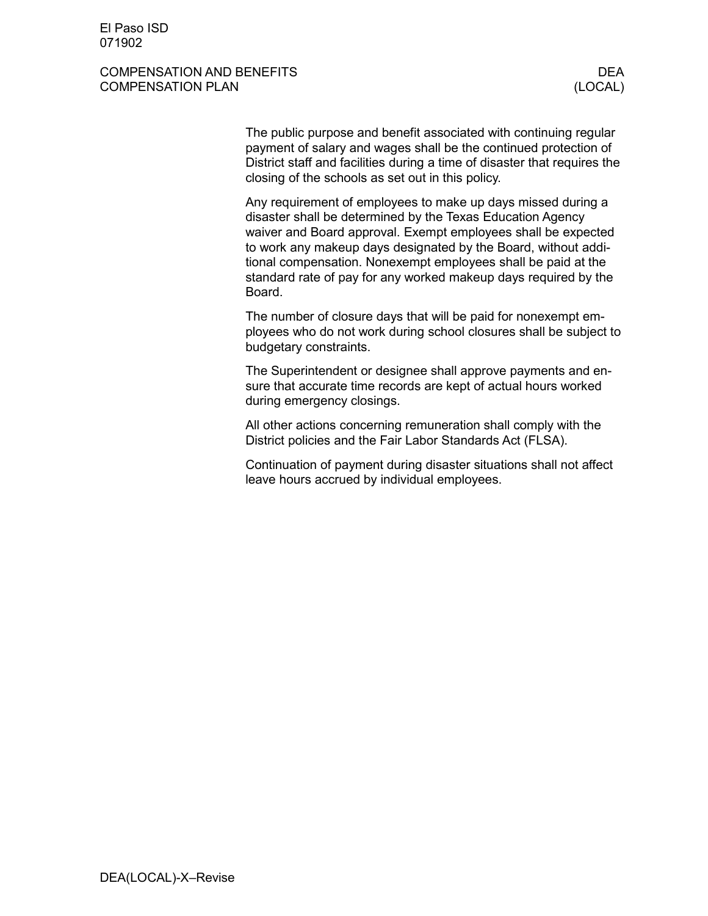The public purpose and benefit associated with continuing regular payment of salary and wages shall be the continued protection of District staff and facilities during a time of disaster that requires the closing of the schools as set out in this policy.

Any requirement of employees to make up days missed during a disaster shall be determined by the Texas Education Agency waiver and Board approval. Exempt employees shall be expected to work any makeup days designated by the Board, without additional compensation. Nonexempt employees shall be paid at the standard rate of pay for any worked makeup days required by the Board.

The number of closure days that will be paid for nonexempt employees who do not work during school closures shall be subject to budgetary constraints.

The Superintendent or designee shall approve payments and ensure that accurate time records are kept of actual hours worked during emergency closings.

All other actions concerning remuneration shall comply with the District policies and the Fair Labor Standards Act (FLSA).

Continuation of payment during disaster situations shall not affect leave hours accrued by individual employees.